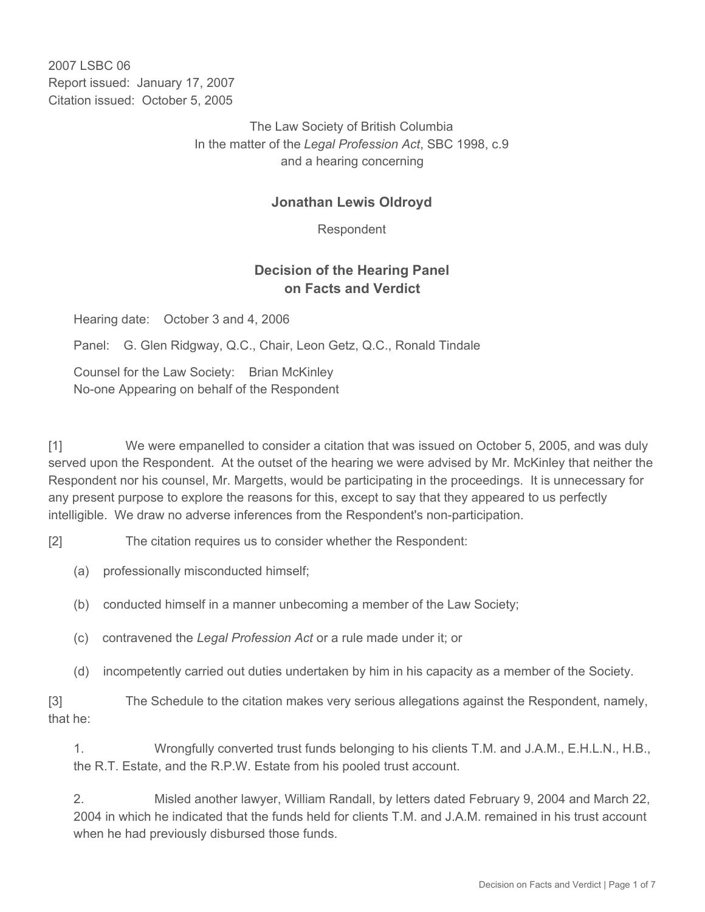2007 LSBC 06
Report issued: January 17, 2007
Citation issued: October 5, 2005

The Law Society of British Columbia
In the matter of the *Legal Profession Act*, SBC 1998, c.9
and a hearing concerning

**Jonathan Lewis Oldroyd**

Respondent

## Decision of the Hearing Panel on Facts and Verdict

Hearing date: October 3 and 4, 2006

Panel: G. Glen Ridgway, Q.C., Chair, Leon Getz, Q.C., Ronald Tindale

Counsel for the Law Society: Brian McKinley
No-one Appearing on behalf of the Respondent

[1] We were empanelled to consider a citation that was issued on October 5, 2005, and was duly served upon the Respondent. At the outset of the hearing we were advised by Mr. McKinley that neither the Respondent nor his counsel, Mr. Margetts, would be participating in the proceedings. It is unnecessary for any present purpose to explore the reasons for this, except to say that they appeared to us perfectly intelligible. We draw no adverse inferences from the Respondent's non-participation.

[2] The citation requires us to consider whether the Respondent:

(a) professionally misconducted himself;

(b) conducted himself in a manner unbecoming a member of the Law Society;

(c) contravened the *Legal Profession Act* or a rule made under it; or

(d) incompetently carried out duties undertaken by him in his capacity as a member of the Society.

[3] The Schedule to the citation makes very serious allegations against the Respondent, namely, that he:

1. Wrongfully converted trust funds belonging to his clients T.M. and J.A.M., E.H.L.N., H.B., the R.T. Estate, and the R.P.W. Estate from his pooled trust account.

2. Misled another lawyer, William Randall, by letters dated February 9, 2004 and March 22, 2004 in which he indicated that the funds held for clients T.M. and J.A.M. remained in his trust account when he had previously disbursed those funds.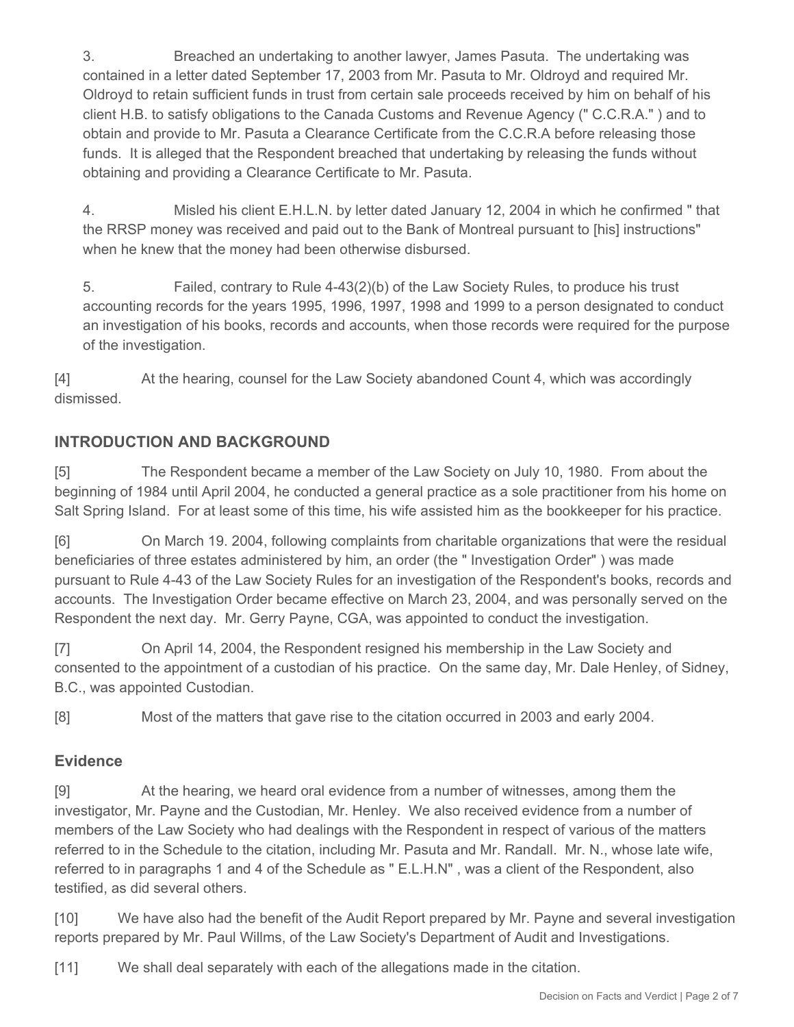3. Breached an undertaking to another lawyer, James Pasuta. The undertaking was contained in a letter dated September 17, 2003 from Mr. Pasuta to Mr. Oldroyd and required Mr. Oldroyd to retain sufficient funds in trust from certain sale proceeds received by him on behalf of his client H.B. to satisfy obligations to the Canada Customs and Revenue Agency (" C.C.R.A." ) and to obtain and provide to Mr. Pasuta a Clearance Certificate from the C.C.R.A before releasing those funds. It is alleged that the Respondent breached that undertaking by releasing the funds without obtaining and providing a Clearance Certificate to Mr. Pasuta.

4. Misled his client E.H.L.N. by letter dated January 12, 2004 in which he confirmed " that the RRSP money was received and paid out to the Bank of Montreal pursuant to [his] instructions" when he knew that the money had been otherwise disbursed.

5. Failed, contrary to Rule 4-43(2)(b) of the Law Society Rules, to produce his trust accounting records for the years 1995, 1996, 1997, 1998 and 1999 to a person designated to conduct an investigation of his books, records and accounts, when those records were required for the purpose of the investigation.

[4] At the hearing, counsel for the Law Society abandoned Count 4, which was accordingly dismissed.

## INTRODUCTION AND BACKGROUND

[5] The Respondent became a member of the Law Society on July 10, 1980. From about the beginning of 1984 until April 2004, he conducted a general practice as a sole practitioner from his home on Salt Spring Island. For at least some of this time, his wife assisted him as the bookkeeper for his practice.

[6] On March 19. 2004, following complaints from charitable organizations that were the residual beneficiaries of three estates administered by him, an order (the " Investigation Order" ) was made pursuant to Rule 4-43 of the Law Society Rules for an investigation of the Respondent's books, records and accounts. The Investigation Order became effective on March 23, 2004, and was personally served on the Respondent the next day. Mr. Gerry Payne, CGA, was appointed to conduct the investigation.

[7] On April 14, 2004, the Respondent resigned his membership in the Law Society and consented to the appointment of a custodian of his practice. On the same day, Mr. Dale Henley, of Sidney, B.C., was appointed Custodian.

[8] Most of the matters that gave rise to the citation occurred in 2003 and early 2004.

### Evidence

[9] At the hearing, we heard oral evidence from a number of witnesses, among them the investigator, Mr. Payne and the Custodian, Mr. Henley. We also received evidence from a number of members of the Law Society who had dealings with the Respondent in respect of various of the matters referred to in the Schedule to the citation, including Mr. Pasuta and Mr. Randall. Mr. N., whose late wife, referred to in paragraphs 1 and 4 of the Schedule as " E.L.H.N" , was a client of the Respondent, also testified, as did several others.

[10] We have also had the benefit of the Audit Report prepared by Mr. Payne and several investigation reports prepared by Mr. Paul Willms, of the Law Society's Department of Audit and Investigations.

[11] We shall deal separately with each of the allegations made in the citation.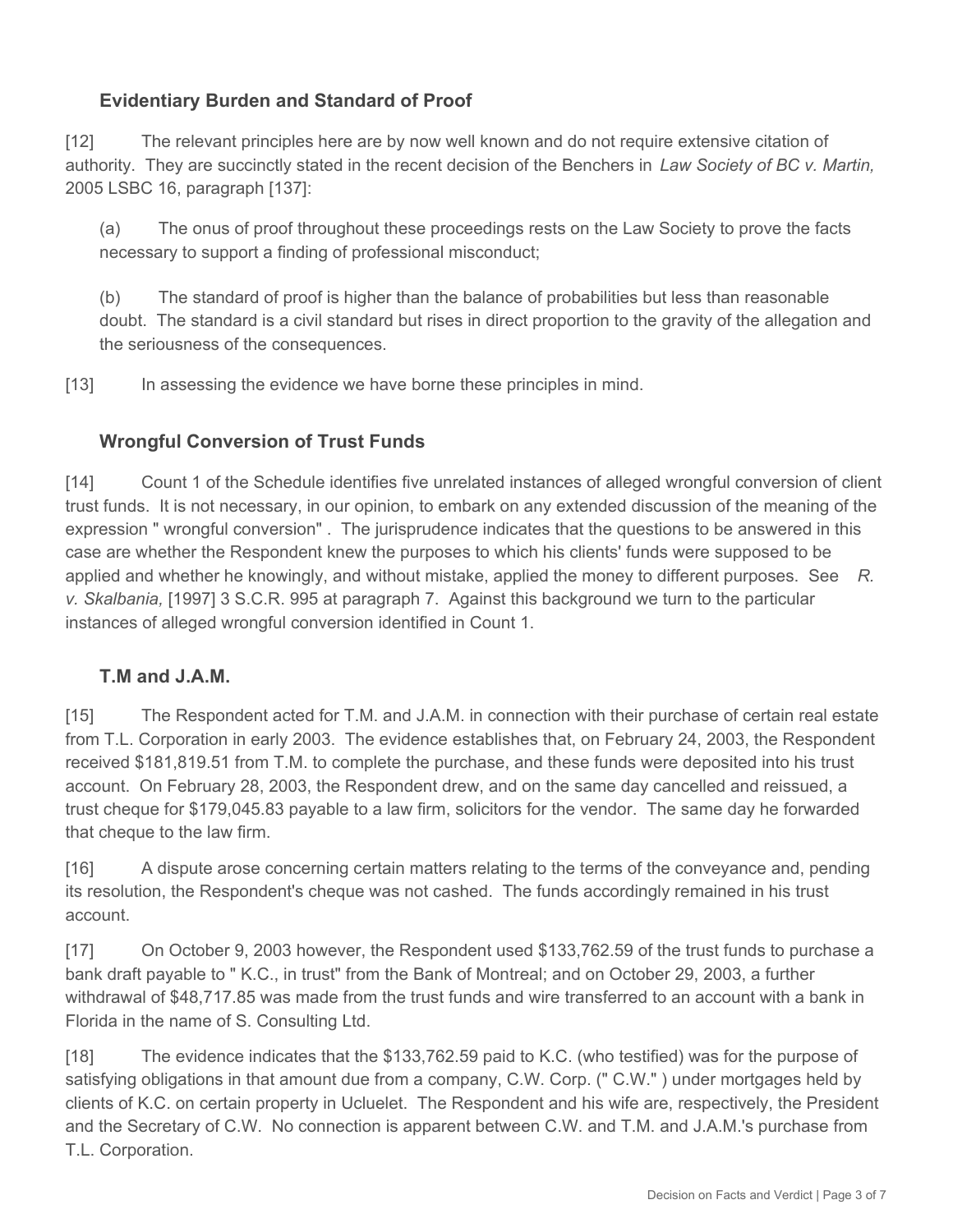## Evidentiary Burden and Standard of Proof

[12] The relevant principles here are by now well known and do not require extensive citation of authority. They are succinctly stated in the recent decision of the Benchers in *Law Society of BC v. Martin,* 2005 LSBC 16, paragraph [137]:

> (a) The onus of proof throughout these proceedings rests on the Law Society to prove the facts necessary to support a finding of professional misconduct;
>
> (b) The standard of proof is higher than the balance of probabilities but less than reasonable doubt. The standard is a civil standard but rises in direct proportion to the gravity of the allegation and the seriousness of the consequences.

[13] In assessing the evidence we have borne these principles in mind.

## Wrongful Conversion of Trust Funds

[14] Count 1 of the Schedule identifies five unrelated instances of alleged wrongful conversion of client trust funds. It is not necessary, in our opinion, to embark on any extended discussion of the meaning of the expression " wrongful conversion" . The jurisprudence indicates that the questions to be answered in this case are whether the Respondent knew the purposes to which his clients' funds were supposed to be applied and whether he knowingly, and without mistake, applied the money to different purposes. See *R. v. Skalbania,* [1997] 3 S.C.R. 995 at paragraph 7. Against this background we turn to the particular instances of alleged wrongful conversion identified in Count 1.

## T.M and J.A.M.

[15] The Respondent acted for T.M. and J.A.M. in connection with their purchase of certain real estate from T.L. Corporation in early 2003. The evidence establishes that, on February 24, 2003, the Respondent received $181,819.51 from T.M. to complete the purchase, and these funds were deposited into his trust account. On February 28, 2003, the Respondent drew, and on the same day cancelled and reissued, a trust cheque for $179,045.83 payable to a law firm, solicitors for the vendor. The same day he forwarded that cheque to the law firm.

[16] A dispute arose concerning certain matters relating to the terms of the conveyance and, pending its resolution, the Respondent's cheque was not cashed. The funds accordingly remained in his trust account.

[17] On October 9, 2003 however, the Respondent used $133,762.59 of the trust funds to purchase a bank draft payable to " K.C., in trust" from the Bank of Montreal; and on October 29, 2003, a further withdrawal of $48,717.85 was made from the trust funds and wire transferred to an account with a bank in Florida in the name of S. Consulting Ltd.

[18] The evidence indicates that the $133,762.59 paid to K.C. (who testified) was for the purpose of satisfying obligations in that amount due from a company, C.W. Corp. (" C.W." ) under mortgages held by clients of K.C. on certain property in Ucluelet. The Respondent and his wife are, respectively, the President and the Secretary of C.W. No connection is apparent between C.W. and T.M. and J.A.M.'s purchase from T.L. Corporation.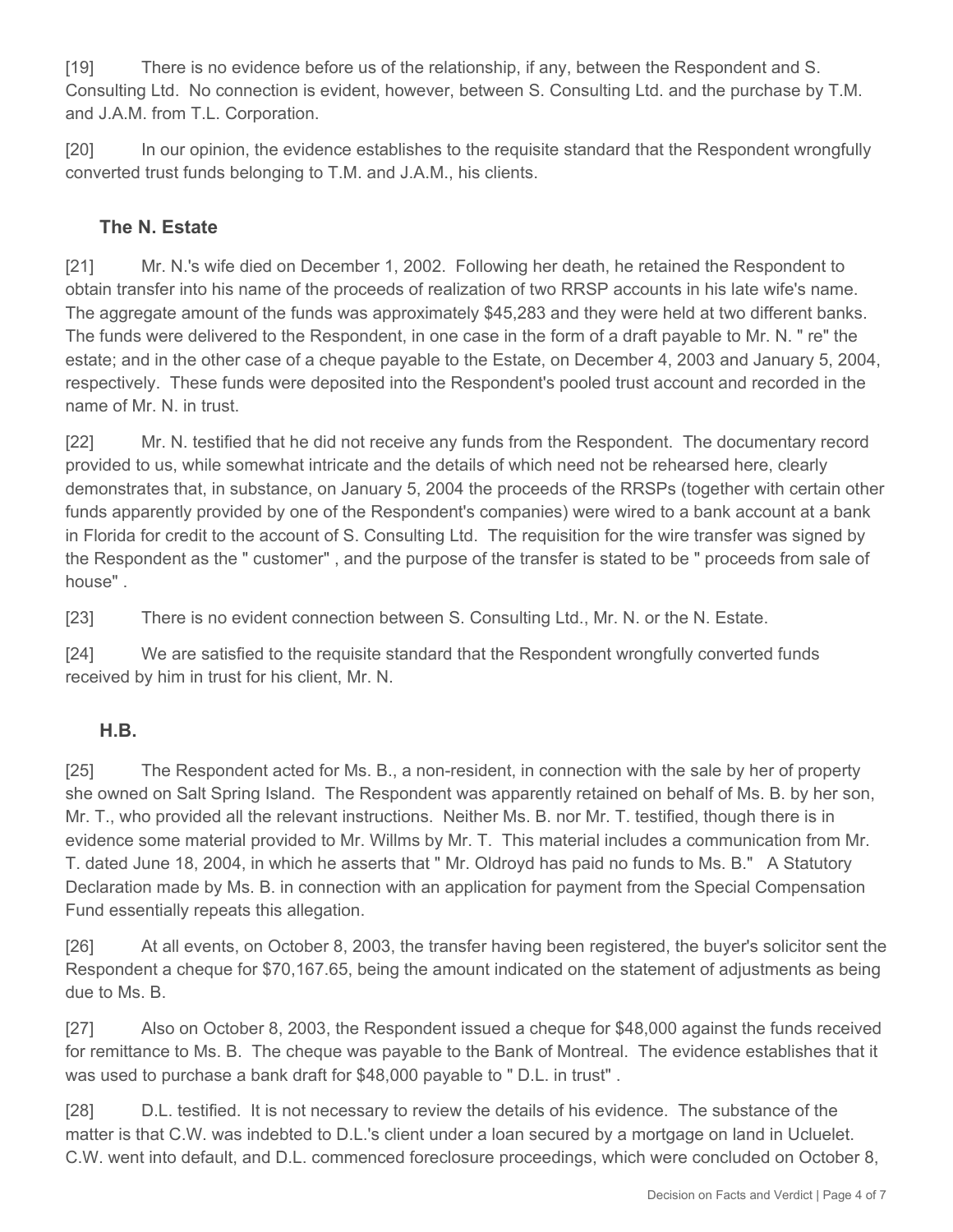[19] There is no evidence before us of the relationship, if any, between the Respondent and S. Consulting Ltd. No connection is evident, however, between S. Consulting Ltd. and the purchase by T.M. and J.A.M. from T.L. Corporation.

[20] In our opinion, the evidence establishes to the requisite standard that the Respondent wrongfully converted trust funds belonging to T.M. and J.A.M., his clients.

### The N. Estate

[21] Mr. N.'s wife died on December 1, 2002. Following her death, he retained the Respondent to obtain transfer into his name of the proceeds of realization of two RRSP accounts in his late wife's name. The aggregate amount of the funds was approximately $45,283 and they were held at two different banks. The funds were delivered to the Respondent, in one case in the form of a draft payable to Mr. N. " re" the estate; and in the other case of a cheque payable to the Estate, on December 4, 2003 and January 5, 2004, respectively. These funds were deposited into the Respondent's pooled trust account and recorded in the name of Mr. N. in trust.

[22] Mr. N. testified that he did not receive any funds from the Respondent. The documentary record provided to us, while somewhat intricate and the details of which need not be rehearsed here, clearly demonstrates that, in substance, on January 5, 2004 the proceeds of the RRSPs (together with certain other funds apparently provided by one of the Respondent's companies) were wired to a bank account at a bank in Florida for credit to the account of S. Consulting Ltd. The requisition for the wire transfer was signed by the Respondent as the " customer" , and the purpose of the transfer is stated to be " proceeds from sale of house" .

[23] There is no evident connection between S. Consulting Ltd., Mr. N. or the N. Estate.

[24] We are satisfied to the requisite standard that the Respondent wrongfully converted funds received by him in trust for his client, Mr. N.

### H.B.

[25] The Respondent acted for Ms. B., a non-resident, in connection with the sale by her of property she owned on Salt Spring Island. The Respondent was apparently retained on behalf of Ms. B. by her son, Mr. T., who provided all the relevant instructions. Neither Ms. B. nor Mr. T. testified, though there is in evidence some material provided to Mr. Willms by Mr. T. This material includes a communication from Mr. T. dated June 18, 2004, in which he asserts that " Mr. Oldroyd has paid no funds to Ms. B." A Statutory Declaration made by Ms. B. in connection with an application for payment from the Special Compensation Fund essentially repeats this allegation.

[26] At all events, on October 8, 2003, the transfer having been registered, the buyer's solicitor sent the Respondent a cheque for $70,167.65, being the amount indicated on the statement of adjustments as being due to Ms. B.

[27] Also on October 8, 2003, the Respondent issued a cheque for $48,000 against the funds received for remittance to Ms. B. The cheque was payable to the Bank of Montreal. The evidence establishes that it was used to purchase a bank draft for $48,000 payable to " D.L. in trust" .

[28] D.L. testified. It is not necessary to review the details of his evidence. The substance of the matter is that C.W. was indebted to D.L.'s client under a loan secured by a mortgage on land in Ucluelet. C.W. went into default, and D.L. commenced foreclosure proceedings, which were concluded on October 8,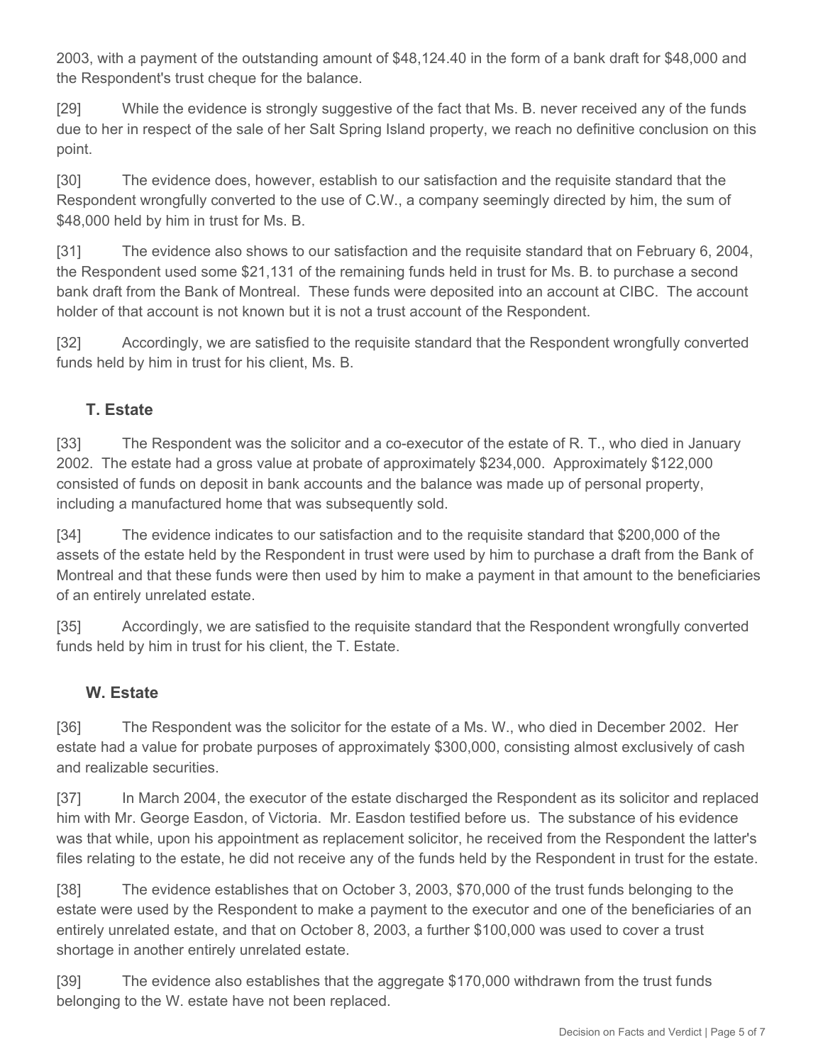2003, with a payment of the outstanding amount of $48,124.40 in the form of a bank draft for $48,000 and the Respondent's trust cheque for the balance.

[29] While the evidence is strongly suggestive of the fact that Ms. B. never received any of the funds due to her in respect of the sale of her Salt Spring Island property, we reach no definitive conclusion on this point.

[30] The evidence does, however, establish to our satisfaction and the requisite standard that the Respondent wrongfully converted to the use of C.W., a company seemingly directed by him, the sum of $48,000 held by him in trust for Ms. B.

[31] The evidence also shows to our satisfaction and the requisite standard that on February 6, 2004, the Respondent used some $21,131 of the remaining funds held in trust for Ms. B. to purchase a second bank draft from the Bank of Montreal. These funds were deposited into an account at CIBC. The account holder of that account is not known but it is not a trust account of the Respondent.

[32] Accordingly, we are satisfied to the requisite standard that the Respondent wrongfully converted funds held by him in trust for his client, Ms. B.

### T. Estate

[33] The Respondent was the solicitor and a co-executor of the estate of R. T., who died in January 2002. The estate had a gross value at probate of approximately $234,000. Approximately $122,000 consisted of funds on deposit in bank accounts and the balance was made up of personal property, including a manufactured home that was subsequently sold.

[34] The evidence indicates to our satisfaction and to the requisite standard that $200,000 of the assets of the estate held by the Respondent in trust were used by him to purchase a draft from the Bank of Montreal and that these funds were then used by him to make a payment in that amount to the beneficiaries of an entirely unrelated estate.

[35] Accordingly, we are satisfied to the requisite standard that the Respondent wrongfully converted funds held by him in trust for his client, the T. Estate.

### W. Estate

[36] The Respondent was the solicitor for the estate of a Ms. W., who died in December 2002. Her estate had a value for probate purposes of approximately $300,000, consisting almost exclusively of cash and realizable securities.

[37] In March 2004, the executor of the estate discharged the Respondent as its solicitor and replaced him with Mr. George Easdon, of Victoria. Mr. Easdon testified before us. The substance of his evidence was that while, upon his appointment as replacement solicitor, he received from the Respondent the latter's files relating to the estate, he did not receive any of the funds held by the Respondent in trust for the estate.

[38] The evidence establishes that on October 3, 2003, $70,000 of the trust funds belonging to the estate were used by the Respondent to make a payment to the executor and one of the beneficiaries of an entirely unrelated estate, and that on October 8, 2003, a further $100,000 was used to cover a trust shortage in another entirely unrelated estate.

[39] The evidence also establishes that the aggregate $170,000 withdrawn from the trust funds belonging to the W. estate have not been replaced.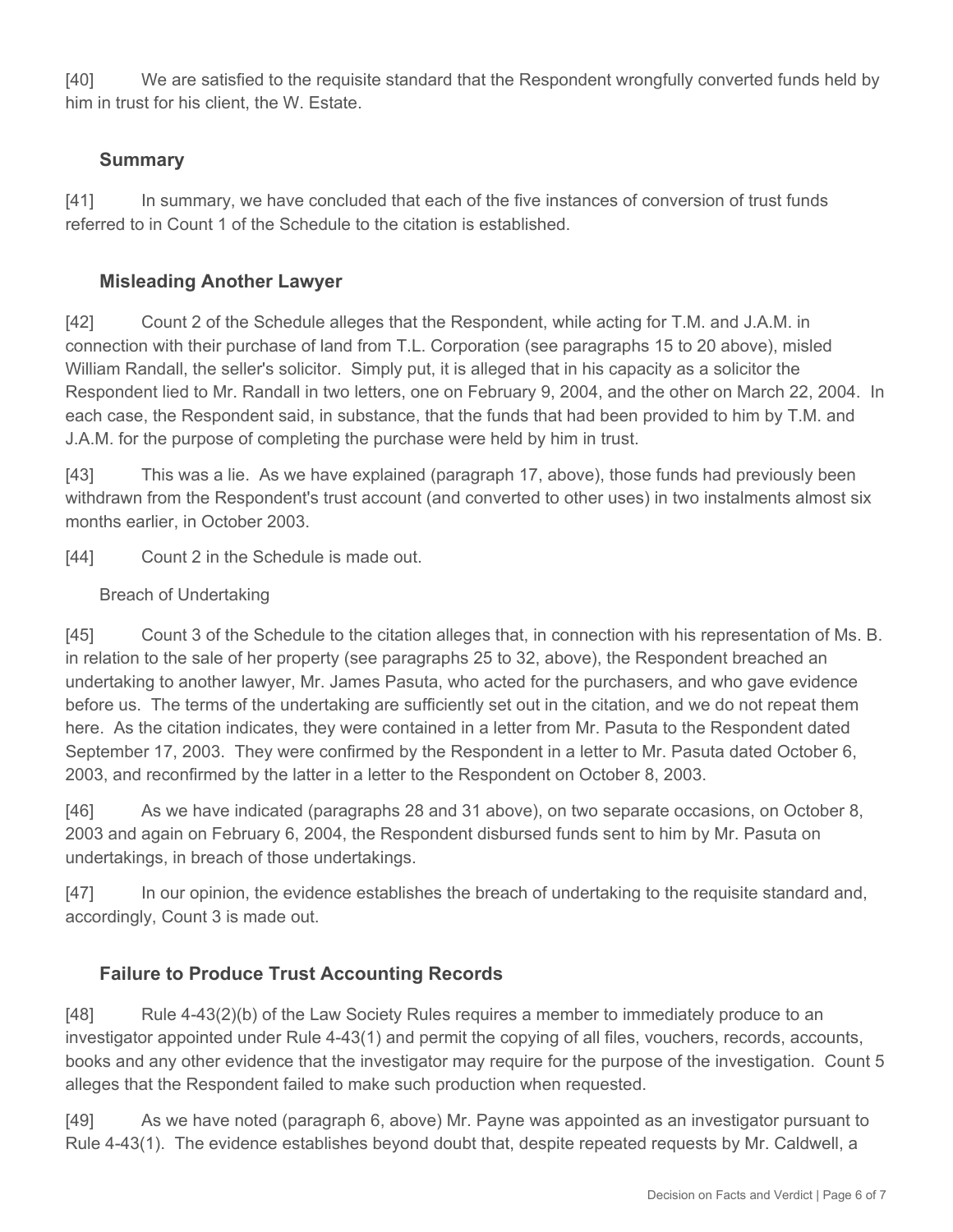[40] We are satisfied to the requisite standard that the Respondent wrongfully converted funds held by him in trust for his client, the W. Estate.

### Summary

[41] In summary, we have concluded that each of the five instances of conversion of trust funds referred to in Count 1 of the Schedule to the citation is established.

### Misleading Another Lawyer

[42] Count 2 of the Schedule alleges that the Respondent, while acting for T.M. and J.A.M. in connection with their purchase of land from T.L. Corporation (see paragraphs 15 to 20 above), misled William Randall, the seller's solicitor. Simply put, it is alleged that in his capacity as a solicitor the Respondent lied to Mr. Randall in two letters, one on February 9, 2004, and the other on March 22, 2004. In each case, the Respondent said, in substance, that the funds that had been provided to him by T.M. and J.A.M. for the purpose of completing the purchase were held by him in trust.

[43] This was a lie. As we have explained (paragraph 17, above), those funds had previously been withdrawn from the Respondent's trust account (and converted to other uses) in two instalments almost six months earlier, in October 2003.

[44] Count 2 in the Schedule is made out.

Breach of Undertaking

[45] Count 3 of the Schedule to the citation alleges that, in connection with his representation of Ms. B. in relation to the sale of her property (see paragraphs 25 to 32, above), the Respondent breached an undertaking to another lawyer, Mr. James Pasuta, who acted for the purchasers, and who gave evidence before us. The terms of the undertaking are sufficiently set out in the citation, and we do not repeat them here. As the citation indicates, they were contained in a letter from Mr. Pasuta to the Respondent dated September 17, 2003. They were confirmed by the Respondent in a letter to Mr. Pasuta dated October 6, 2003, and reconfirmed by the latter in a letter to the Respondent on October 8, 2003.

[46] As we have indicated (paragraphs 28 and 31 above), on two separate occasions, on October 8, 2003 and again on February 6, 2004, the Respondent disbursed funds sent to him by Mr. Pasuta on undertakings, in breach of those undertakings.

[47] In our opinion, the evidence establishes the breach of undertaking to the requisite standard and, accordingly, Count 3 is made out.

### Failure to Produce Trust Accounting Records

[48] Rule 4-43(2)(b) of the Law Society Rules requires a member to immediately produce to an investigator appointed under Rule 4-43(1) and permit the copying of all files, vouchers, records, accounts, books and any other evidence that the investigator may require for the purpose of the investigation. Count 5 alleges that the Respondent failed to make such production when requested.

[49] As we have noted (paragraph 6, above) Mr. Payne was appointed as an investigator pursuant to Rule 4-43(1). The evidence establishes beyond doubt that, despite repeated requests by Mr. Caldwell, a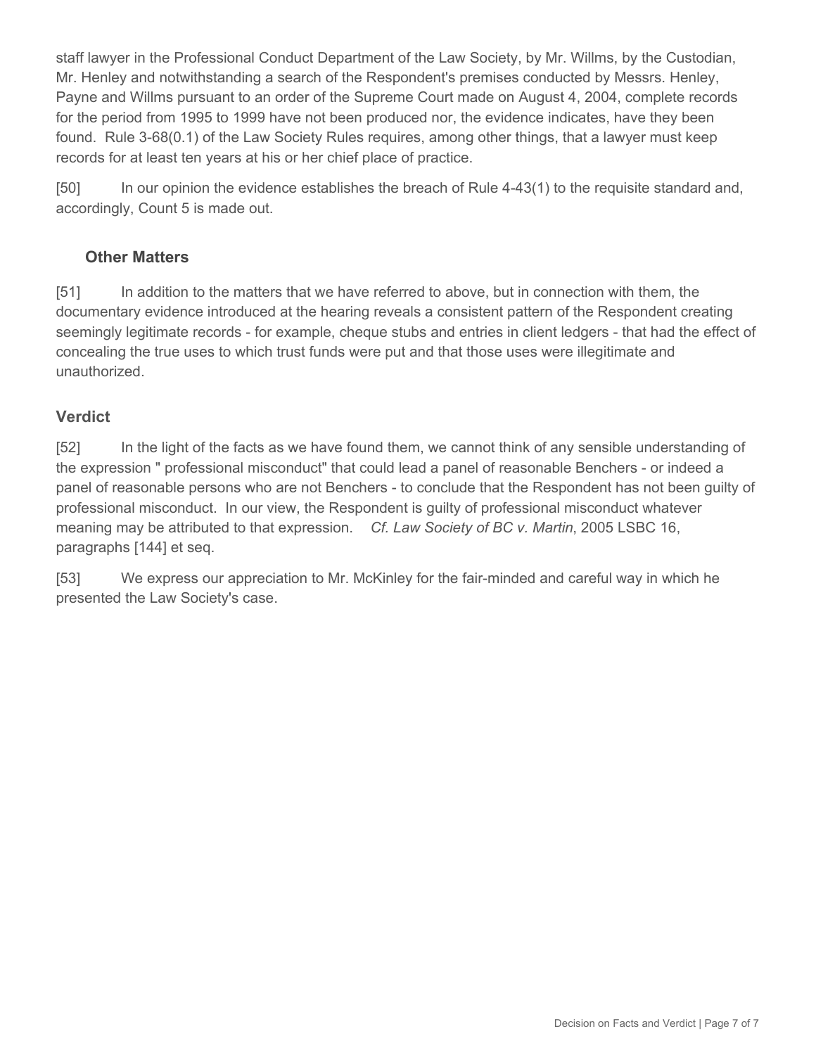staff lawyer in the Professional Conduct Department of the Law Society, by Mr. Willms, by the Custodian, Mr. Henley and notwithstanding a search of the Respondent's premises conducted by Messrs. Henley, Payne and Willms pursuant to an order of the Supreme Court made on August 4, 2004, complete records for the period from 1995 to 1999 have not been produced nor, the evidence indicates, have they been found. Rule 3-68(0.1) of the Law Society Rules requires, among other things, that a lawyer must keep records for at least ten years at his or her chief place of practice.

[50] In our opinion the evidence establishes the breach of Rule 4-43(1) to the requisite standard and, accordingly, Count 5 is made out.

### Other Matters

[51] In addition to the matters that we have referred to above, but in connection with them, the documentary evidence introduced at the hearing reveals a consistent pattern of the Respondent creating seemingly legitimate records - for example, cheque stubs and entries in client ledgers - that had the effect of concealing the true uses to which trust funds were put and that those uses were illegitimate and unauthorized.

## Verdict

[52] In the light of the facts as we have found them, we cannot think of any sensible understanding of the expression " professional misconduct" that could lead a panel of reasonable Benchers - or indeed a panel of reasonable persons who are not Benchers - to conclude that the Respondent has not been guilty of professional misconduct. In our view, the Respondent is guilty of professional misconduct whatever meaning may be attributed to that expression. *Cf. Law Society of BC v. Martin*, 2005 LSBC 16, paragraphs [144] et seq.

[53] We express our appreciation to Mr. McKinley for the fair-minded and careful way in which he presented the Law Society's case.